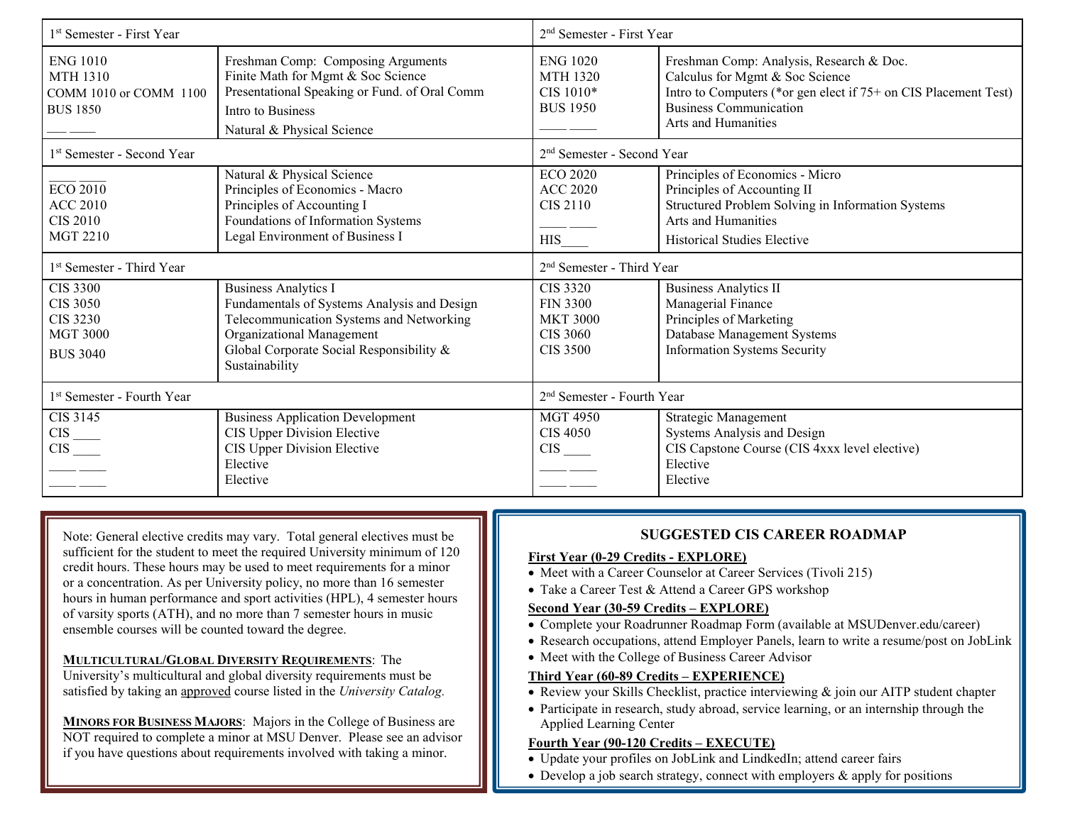| 1st Semester - First Year | | 2nd Semester - First Year | |
|---|---|---|---|
| ENG 1010 | Freshman Comp: Composing Arguments | ENG 1020 | Freshman Comp: Analysis, Research & Doc. |
| MTH 1310 | Finite Math for Mgmt & Soc Science | MTH 1320 | Calculus for Mgmt & Soc Science |
| COMM 1010 or COMM 1100 | Presentational Speaking or Fund. of Oral Comm | CIS 1010* | Intro to Computers (*or gen elect if 75+ on CIS Placement Test) |
| BUS 1850 | Intro to Business | BUS 1950 | Business Communication |
| ___ ____ | Natural & Physical Science | ____ ____ | Arts and Humanities |

| 1st Semester - Second Year | | 2nd Semester - Second Year | |
|---|---|---|---|
| ____ ____ | Natural & Physical Science | ECO 2020 | Principles of Economics - Micro |
| ECO 2010 | Principles of Economics - Macro | ACC 2020 | Principles of Accounting II |
| ACC 2010 | Principles of Accounting I | CIS 2110 | Structured Problem Solving in Information Systems |
| CIS 2010 | Foundations of Information Systems | ____ ____ | Arts and Humanities |
| MGT 2210 | Legal Environment of Business I | HIS____ | Historical Studies Elective |

| 1st Semester - Third Year | | 2nd Semester - Third Year | |
|---|---|---|---|
| CIS 3300 | Business Analytics I | CIS 3320 | Business Analytics II |
| CIS 3050 | Fundamentals of Systems Analysis and Design | FIN 3300 | Managerial Finance |
| CIS 3230 | Telecommunication Systems and Networking | MKT 3000 | Principles of Marketing |
| MGT 3000 | Organizational Management | CIS 3060 | Database Management Systems |
| BUS 3040 | Global Corporate Social Responsibility & Sustainability | CIS 3500 | Information Systems Security |

| 1st Semester - Fourth Year | | 2nd Semester - Fourth Year | |
|---|---|---|---|
| CIS 3145 | Business Application Development | MGT 4950 | Strategic Management |
| CIS ____ | CIS Upper Division Elective | CIS 4050 | Systems Analysis and Design |
| CIS ____ | CIS Upper Division Elective | CIS ____ | CIS Capstone Course (CIS 4xxx level elective) |
| ____ ____ | Elective | ____ ____ | Elective |
| ____ ____ | Elective | ____ ____ | Elective |

Note: General elective credits may vary. Total general electives must be sufficient for the student to meet the required University minimum of 120 credit hours. These hours may be used to meet requirements for a minor or a concentration. As per University policy, no more than 16 semester hours in human performance and sport activities (HPL), 4 semester hours of varsity sports (ATH), and no more than 7 semester hours in music ensemble courses will be counted toward the degree.

**MULTICULTURAL/GLOBAL DIVERSITY REQUIREMENTS**: The University's multicultural and global diversity requirements must be satisfied by taking an approved course listed in the *University Catalog*.

**MINORS FOR BUSINESS MAJORS**: Majors in the College of Business are NOT required to complete a minor at MSU Denver. Please see an advisor if you have questions about requirements involved with taking a minor.

## SUGGESTED CIS CAREER ROADMAP

**First Year (0-29 Credits - EXPLORE)**

- Meet with a Career Counselor at Career Services (Tivoli 215)
- Take a Career Test & Attend a Career GPS workshop

**Second Year (30-59 Credits – EXPLORE)**

- Complete your Roadrunner Roadmap Form (available at MSUDenver.edu/career)
- Research occupations, attend Employer Panels, learn to write a resume/post on JobLink
- Meet with the College of Business Career Advisor

**Third Year (60-89 Credits – EXPERIENCE)**

- Review your Skills Checklist, practice interviewing & join our AITP student chapter
- Participate in research, study abroad, service learning, or an internship through the Applied Learning Center

**Fourth Year (90-120 Credits – EXECUTE)**

- Update your profiles on JobLink and LindkedIn; attend career fairs
- Develop a job search strategy, connect with employers & apply for positions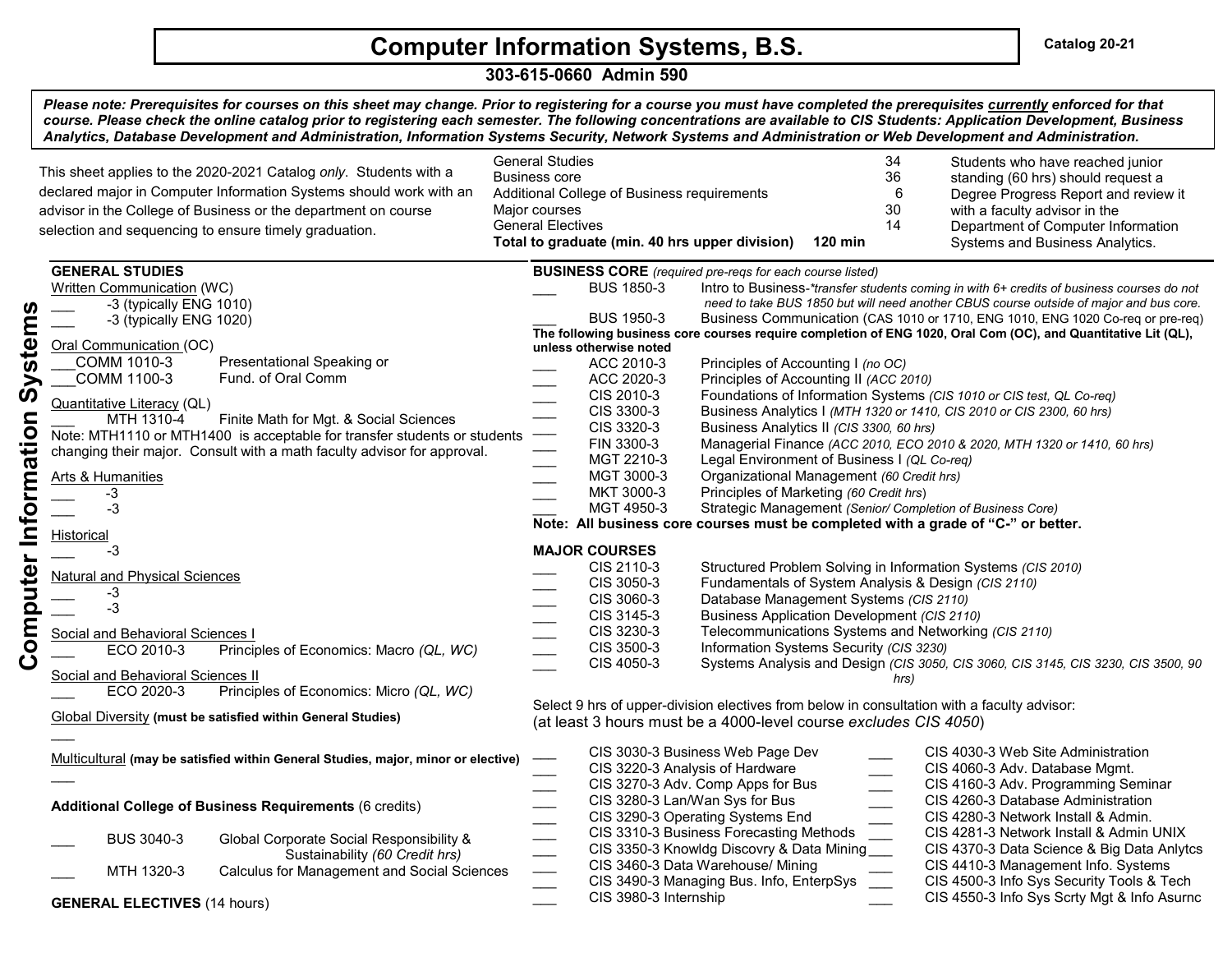# Computer Information Systems, B.S.

Catalog 20-21

**303-615-0660 Admin 590**

***Please note: Prerequisites for courses on this sheet may change. Prior to registering for a course you must have completed the prerequisites currently enforced for that course. Please check the online catalog prior to registering each semester. The following concentrations are available to CIS Students: Application Development, Business Analytics, Database Development and Administration, Information Systems Security, Network Systems and Administration or Web Development and Administration.***

This sheet applies to the 2020-2021 Catalog *only*. Students with a declared major in Computer Information Systems should work with an advisor in the College of Business or the department on course selection and sequencing to ensure timely graduation.

| | |
|---|---|
| General Studies | 34 |
| Business core | 36 |
| Additional College of Business requirements | 6 |
| Major courses | 30 |
| General Electives | 14 |
| **Total to graduate (min. 40 hrs upper division)** | **120 min** |

Students who have reached junior standing (60 hrs) should request a Degree Progress Report and review it with a faculty advisor in the Department of Computer Information Systems and Business Analytics.

## GENERAL STUDIES

Written Communication (WC)
- ___ -3 (typically ENG 1010)
- ___ -3 (typically ENG 1020)

Oral Communication (OC)
- ___ COMM 1010-3 Presentational Speaking or
- ___ COMM 1100-3 Fund. of Oral Comm

Quantitative Literacy (QL)
- ___ MTH 1310-4 Finite Math for Mgt. & Social Sciences

Note: MTH1110 or MTH1400 is acceptable for transfer students or students changing their major. Consult with a math faculty advisor for approval.

Arts & Humanities
- ___ -3
- ___ -3

Historical
- ___ -3

Natural and Physical Sciences
- ___ -3
- ___ -3

Social and Behavioral Sciences I
- ___ ECO 2010-3 Principles of Economics: Macro *(QL, WC)*

Social and Behavioral Sciences II
- ___ ECO 2020-3 Principles of Economics: Micro *(QL, WC)*

Global Diversity **(must be satisfied within General Studies)**

___

Multicultural **(may be satisfied within General Studies, major, minor or elective)**

___

**Additional College of Business Requirements** (6 credits)

- ___ BUS 3040-3 Global Corporate Social Responsibility & Sustainability *(60 Credit hrs)*
- ___ MTH 1320-3 Calculus for Management and Social Sciences

**GENERAL ELECTIVES** (14 hours)

## BUSINESS CORE *(required pre-reqs for each course listed)*

- ___ BUS 1850-3 Intro to Business-*\*transfer students coming in with 6+ credits of business courses do not need to take BUS 1850 but will need another CBUS course outside of major and bus core.*
- ___ BUS 1950-3 Business Communication (CAS 1010 or 1710, ENG 1010, ENG 1020 Co-req or pre-req)

**The following business core courses require completion of ENG 1020, Oral Com (OC), and Quantitative Lit (QL), unless otherwise noted**

- ___ ACC 2010-3 Principles of Accounting I *(no OC)*
- ___ ACC 2020-3 Principles of Accounting II *(ACC 2010)*
- ___ CIS 2010-3 Foundations of Information Systems *(CIS 1010 or CIS test, QL Co-req)*
- ___ CIS 3300-3 Business Analytics I *(MTH 1320 or 1410, CIS 2010 or CIS 2300, 60 hrs)*
- ___ CIS 3320-3 Business Analytics II *(CIS 3300, 60 hrs)*
- ___ FIN 3300-3 Managerial Finance *(ACC 2010, ECO 2010 & 2020, MTH 1320 or 1410, 60 hrs)*
- ___ MGT 2210-3 Legal Environment of Business I *(QL Co-req)*
- ___ MGT 3000-3 Organizational Management *(60 Credit hrs)*
- ___ MKT 3000-3 Principles of Marketing *(60 Credit hrs)*
- ___ MGT 4950-3 Strategic Management *(Senior/ Completion of Business Core)*

**Note: All business core courses must be completed with a grade of "C-" or better.**

## MAJOR COURSES

- ___ CIS 2110-3 Structured Problem Solving in Information Systems *(CIS 2010)*
- ___ CIS 3050-3 Fundamentals of System Analysis & Design *(CIS 2110)*
- ___ CIS 3060-3 Database Management Systems *(CIS 2110)*
- ___ CIS 3145-3 Business Application Development *(CIS 2110)*
- ___ CIS 3230-3 Telecommunications Systems and Networking *(CIS 2110)*
- ___ CIS 3500-3 Information Systems Security *(CIS 3230)*
- ___ CIS 4050-3 Systems Analysis and Design *(CIS 3050, CIS 3060, CIS 3145, CIS 3230, CIS 3500, 90 hrs)*

Select 9 hrs of upper-division electives from below in consultation with a faculty advisor:
(at least 3 hours must be a 4000-level course *excludes CIS 4050*)

- ___ CIS 3030-3 Business Web Page Dev
- ___ CIS 3220-3 Analysis of Hardware
- ___ CIS 3270-3 Adv. Comp Apps for Bus
- ___ CIS 3280-3 Lan/Wan Sys for Bus
- ___ CIS 3290-3 Operating Systems End
- ___ CIS 3310-3 Business Forecasting Methods
- ___ CIS 3350-3 Knowldg Discovry & Data Mining
- ___ CIS 3460-3 Data Warehouse/ Mining
- ___ CIS 3490-3 Managing Bus. Info, EnterpSys
- ___ CIS 3980-3 Internship
- ___ CIS 4030-3 Web Site Administration
- ___ CIS 4060-3 Adv. Database Mgmt.
- ___ CIS 4160-3 Adv. Programming Seminar
- ___ CIS 4260-3 Database Administration
- ___ CIS 4280-3 Network Install & Admin.
- ___ CIS 4281-3 Network Install & Admin UNIX
- ___ CIS 4370-3 Data Science & Big Data Anlytcs
- ___ CIS 4410-3 Management Info. Systems
- ___ CIS 4500-3 Info Sys Security Tools & Tech
- ___ CIS 4550-3 Info Sys Scrty Mgt & Info Asurnc